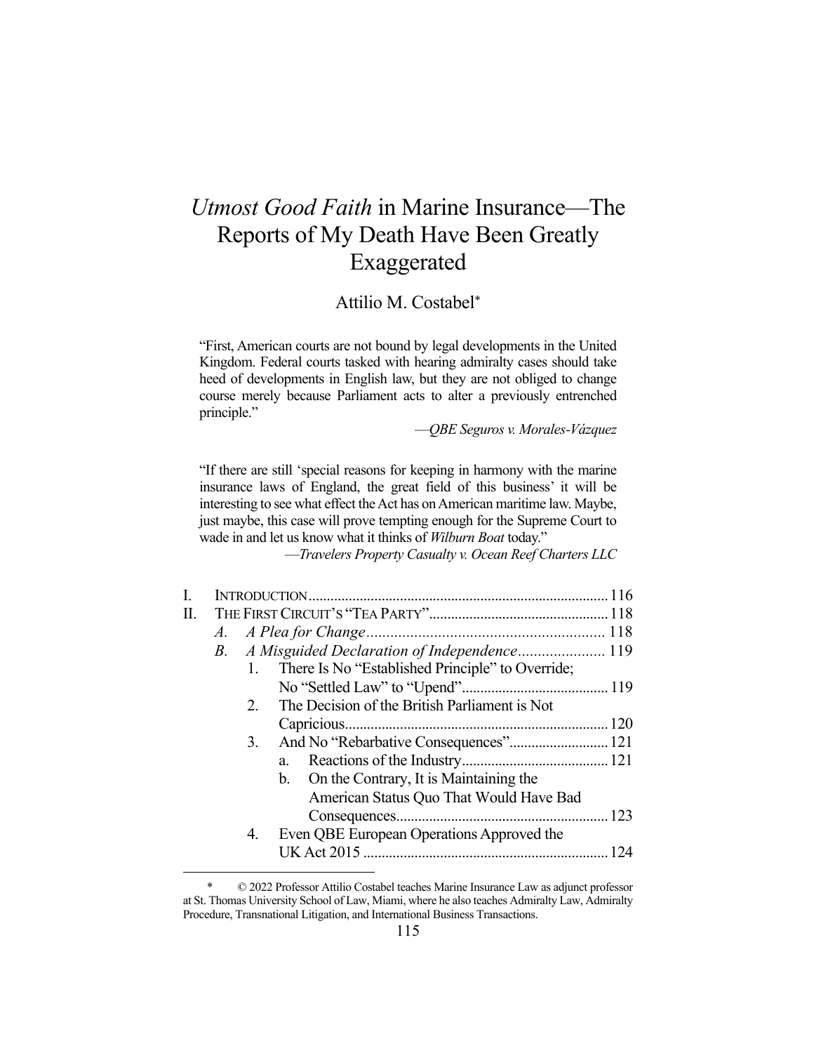# *Utmost Good Faith* in Marine Insurance—The Reports of My Death Have Been Greatly Exaggerated

Attilio M. Costabel*

> "First, American courts are not bound by legal developments in the United Kingdom. Federal courts tasked with hearing admiralty cases should take heed of developments in English law, but they are not obliged to change course merely because Parliament acts to alter a previously entrenched principle."
>
> —*QBE Seguros v. Morales-Vázquez*

> "If there are still 'special reasons for keeping in harmony with the marine insurance laws of England, the great field of this business' it will be interesting to see what effect the Act has on American maritime law. Maybe, just maybe, this case will prove tempting enough for the Supreme Court to wade in and let us know what it thinks of *Wilburn Boat* today."
>
> —*Travelers Property Casualty v. Ocean Reef Charters LLC*

- I. INTRODUCTION ... 116
- II. THE FIRST CIRCUIT'S "TEA PARTY" ... 118
  - *A. A Plea for Change* ... 118
  - *B. A Misguided Declaration of Independence* ... 119
    1. There Is No "Established Principle" to Override; No "Settled Law" to "Upend" ... 119
    2. The Decision of the British Parliament is Not Capricious ... 120
    3. And No "Rebarbative Consequences" ... 121
       - a. Reactions of the Industry ... 121
       - b. On the Contrary, It is Maintaining the American Status Quo That Would Have Bad Consequences ... 123
    4. Even QBE European Operations Approved the UK Act 2015 ... 124

\* © 2022 Professor Attilio Costabel teaches Marine Insurance Law as adjunct professor at St. Thomas University School of Law, Miami, where he also teaches Admiralty Law, Admiralty Procedure, Transnational Litigation, and International Business Transactions.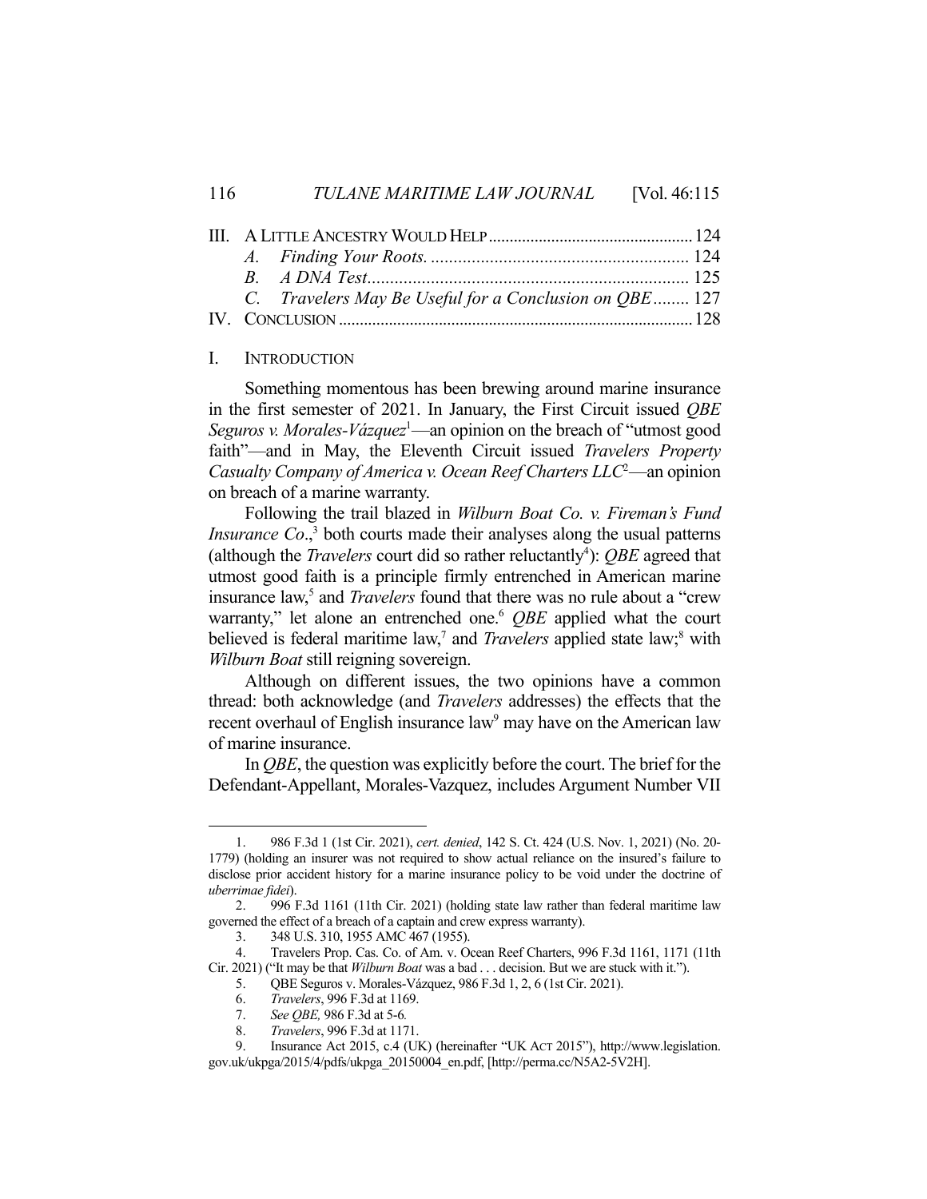| | | |
|---|---|---|
| III. | A Little Ancestry Would Help | 124 |
| | *A. Finding Your Roots.* | 124 |
| | *B. A DNA Test* | 125 |
| | *C. Travelers May Be Useful for a Conclusion on QBE* | 127 |
| IV. | Conclusion | 128 |

## I. Introduction

Something momentous has been brewing around marine insurance in the first semester of 2021. In January, the First Circuit issued *QBE Seguros v. Morales-Vázquez*[1]—an opinion on the breach of "utmost good faith"—and in May, the Eleventh Circuit issued *Travelers Property Casualty Company of America v. Ocean Reef Charters LLC*[2]—an opinion on breach of a marine warranty.

Following the trail blazed in *Wilburn Boat Co. v. Fireman's Fund Insurance Co*.,[3] both courts made their analyses along the usual patterns (although the *Travelers* court did so rather reluctantly[4]): *QBE* agreed that utmost good faith is a principle firmly entrenched in American marine insurance law,[5] and *Travelers* found that there was no rule about a "crew warranty," let alone an entrenched one.[6] *QBE* applied what the court believed is federal maritime law,[7] and *Travelers* applied state law;[8] with *Wilburn Boat* still reigning sovereign.

Although on different issues, the two opinions have a common thread: both acknowledge (and *Travelers* addresses) the effects that the recent overhaul of English insurance law[9] may have on the American law of marine insurance.

In *QBE*, the question was explicitly before the court. The brief for the Defendant-Appellant, Morales-Vazquez, includes Argument Number VII

---

1. 986 F.3d 1 (1st Cir. 2021), *cert. denied*, 142 S. Ct. 424 (U.S. Nov. 1, 2021) (No. 20-1779) (holding an insurer was not required to show actual reliance on the insured's failure to disclose prior accident history for a marine insurance policy to be void under the doctrine of *uberrimae fidei*).
2. 996 F.3d 1161 (11th Cir. 2021) (holding state law rather than federal maritime law governed the effect of a breach of a captain and crew express warranty).
3. 348 U.S. 310, 1955 AMC 467 (1955).
4. Travelers Prop. Cas. Co. of Am. v. Ocean Reef Charters, 996 F.3d 1161, 1171 (11th Cir. 2021) ("It may be that *Wilburn Boat* was a bad . . . decision. But we are stuck with it.").
5. QBE Seguros v. Morales-Vázquez, 986 F.3d 1, 2, 6 (1st Cir. 2021).
6. *Travelers*, 996 F.3d at 1169.
7. *See QBE,* 986 F.3d at 5-6*.*
8. *Travelers*, 996 F.3d at 1171.
9. Insurance Act 2015, c.4 (UK) (hereinafter "UK Act 2015"), http://www.legislation.gov.uk/ukpga/2015/4/pdfs/ukpga_20150004_en.pdf, [http://perma.cc/N5A2-5V2H].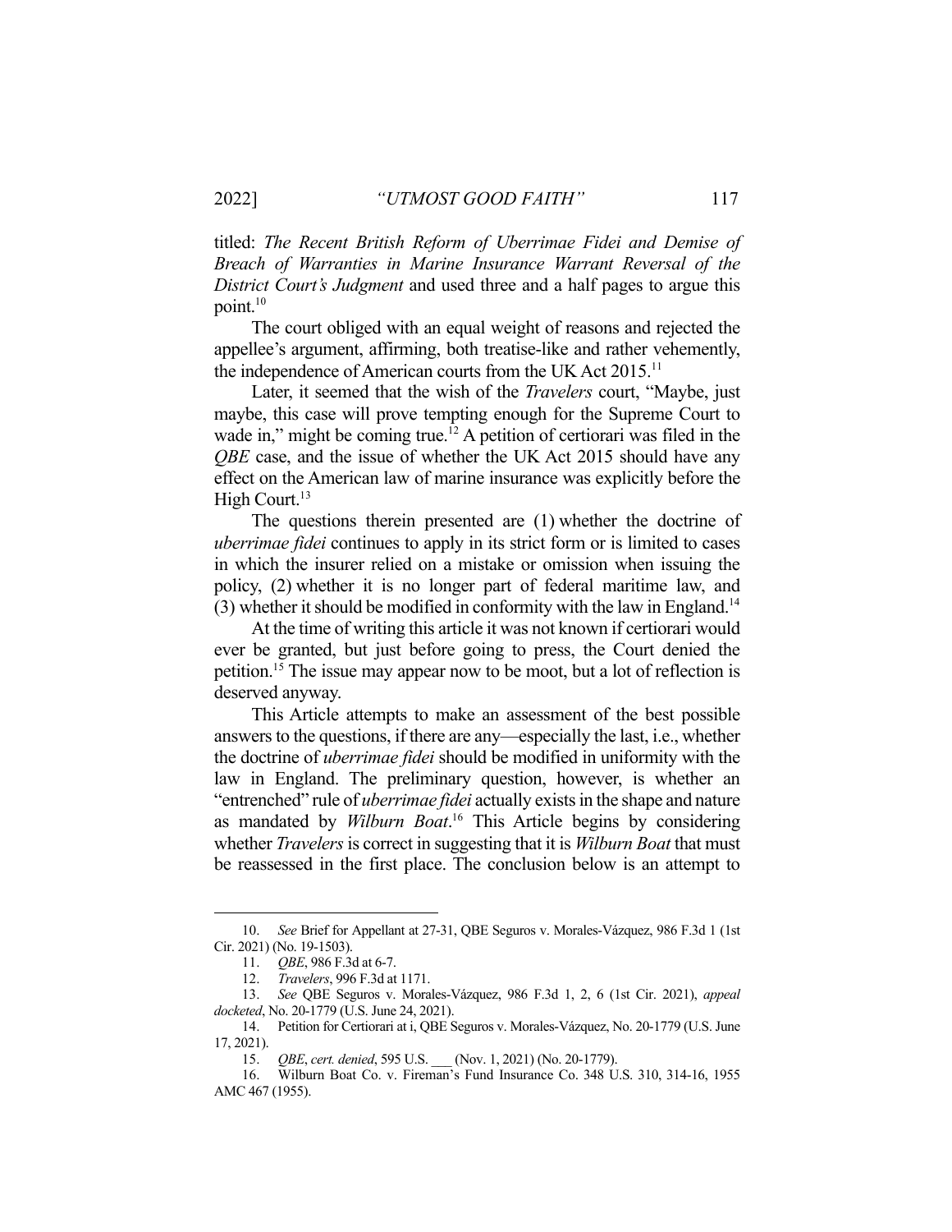titled: *The Recent British Reform of Uberrimae Fidei and Demise of Breach of Warranties in Marine Insurance Warrant Reversal of the District Court's Judgment* and used three and a half pages to argue this point.[10]

The court obliged with an equal weight of reasons and rejected the appellee's argument, affirming, both treatise-like and rather vehemently, the independence of American courts from the UK Act 2015.[11]

Later, it seemed that the wish of the *Travelers* court, "Maybe, just maybe, this case will prove tempting enough for the Supreme Court to wade in," might be coming true.[12] A petition of certiorari was filed in the *QBE* case, and the issue of whether the UK Act 2015 should have any effect on the American law of marine insurance was explicitly before the High Court.[13]

The questions therein presented are (1) whether the doctrine of *uberrimae fidei* continues to apply in its strict form or is limited to cases in which the insurer relied on a mistake or omission when issuing the policy, (2) whether it is no longer part of federal maritime law, and (3) whether it should be modified in conformity with the law in England.[14]

At the time of writing this article it was not known if certiorari would ever be granted, but just before going to press, the Court denied the petition.[15] The issue may appear now to be moot, but a lot of reflection is deserved anyway.

This Article attempts to make an assessment of the best possible answers to the questions, if there are any—especially the last, i.e., whether the doctrine of *uberrimae fidei* should be modified in uniformity with the law in England. The preliminary question, however, is whether an "entrenched" rule of *uberrimae fidei* actually exists in the shape and nature as mandated by *Wilburn Boat*.[16] This Article begins by considering whether *Travelers* is correct in suggesting that it is *Wilburn Boat* that must be reassessed in the first place. The conclusion below is an attempt to

---

10. *See* Brief for Appellant at 27-31, QBE Seguros v. Morales-Vázquez, 986 F.3d 1 (1st Cir. 2021) (No. 19-1503).

11. *QBE*, 986 F.3d at 6-7.

12. *Travelers*, 996 F.3d at 1171.

13. *See* QBE Seguros v. Morales-Vázquez, 986 F.3d 1, 2, 6 (1st Cir. 2021), *appeal docketed*, No. 20-1779 (U.S. June 24, 2021).

14. Petition for Certiorari at i, QBE Seguros v. Morales-Vázquez, No. 20-1779 (U.S. June 17, 2021).

15. *QBE*, *cert. denied*, 595 U.S. ___ (Nov. 1, 2021) (No. 20-1779).

16. Wilburn Boat Co. v. Fireman's Fund Insurance Co. 348 U.S. 310, 314-16, 1955 AMC 467 (1955).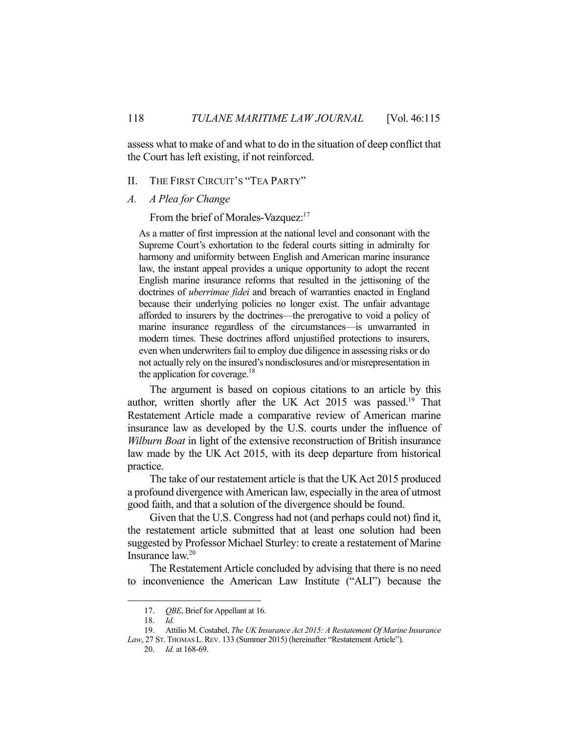assess what to make of and what to do in the situation of deep conflict that the Court has left existing, if not reinforced.

## II. THE FIRST CIRCUIT'S "TEA PARTY"

### A. A Plea for Change

From the brief of Morales-Vazquez:[17]

> As a matter of first impression at the national level and consonant with the Supreme Court's exhortation to the federal courts sitting in admiralty for harmony and uniformity between English and American marine insurance law, the instant appeal provides a unique opportunity to adopt the recent English marine insurance reforms that resulted in the jettisoning of the doctrines of *uberrimae fidei* and breach of warranties enacted in England because their underlying policies no longer exist. The unfair advantage afforded to insurers by the doctrines—the prerogative to void a policy of marine insurance regardless of the circumstances—is unwarranted in modern times. These doctrines afford unjustified protections to insurers, even when underwriters fail to employ due diligence in assessing risks or do not actually rely on the insured's nondisclosures and/or misrepresentation in the application for coverage.[18]

The argument is based on copious citations to an article by this author, written shortly after the UK Act 2015 was passed.[19] That Restatement Article made a comparative review of American marine insurance law as developed by the U.S. courts under the influence of *Wilburn Boat* in light of the extensive reconstruction of British insurance law made by the UK Act 2015, with its deep departure from historical practice.

The take of our restatement article is that the UK Act 2015 produced a profound divergence with American law, especially in the area of utmost good faith, and that a solution of the divergence should be found.

Given that the U.S. Congress had not (and perhaps could not) find it, the restatement article submitted that at least one solution had been suggested by Professor Michael Sturley: to create a restatement of Marine Insurance law.[20]

The Restatement Article concluded by advising that there is no need to inconvenience the American Law Institute ("ALI") because the

---

17. *QBE*, Brief for Appellant at 16.

18. *Id.*

19. Attilio M. Costabel, *The UK Insurance Act 2015: A Restatement Of Marine Insurance Law*, 27 ST. THOMAS L. REV. 133 (Summer 2015) (hereinafter "Restatement Article").

20. *Id.* at 168-69.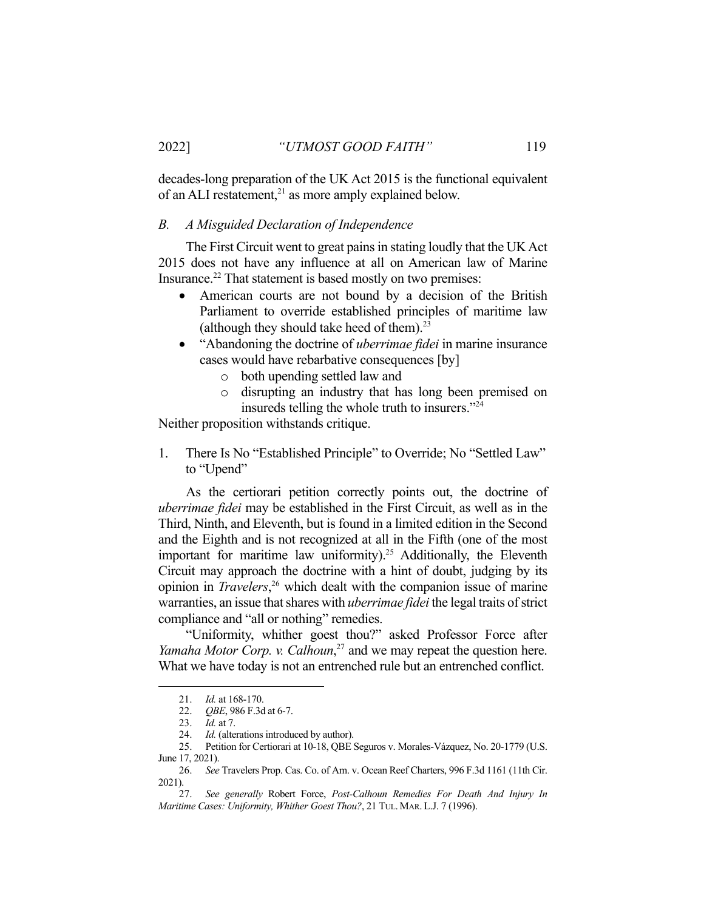decades-long preparation of the UK Act 2015 is the functional equivalent of an ALI restatement,[21] as more amply explained below.

### *B. A Misguided Declaration of Independence*

The First Circuit went to great pains in stating loudly that the UK Act 2015 does not have any influence at all on American law of Marine Insurance.[22] That statement is based mostly on two premises:

- American courts are not bound by a decision of the British Parliament to override established principles of maritime law (although they should take heed of them).[23]
- "Abandoning the doctrine of *uberrimae fidei* in marine insurance cases would have rebarbative consequences [by]
  - both upending settled law and
  - disrupting an industry that has long been premised on insureds telling the whole truth to insurers."[24]

Neither proposition withstands critique.

#### 1. There Is No "Established Principle" to Override; No "Settled Law" to "Upend"

As the certiorari petition correctly points out, the doctrine of *uberrimae fidei* may be established in the First Circuit, as well as in the Third, Ninth, and Eleventh, but is found in a limited edition in the Second and the Eighth and is not recognized at all in the Fifth (one of the most important for maritime law uniformity).[25] Additionally, the Eleventh Circuit may approach the doctrine with a hint of doubt, judging by its opinion in *Travelers*,[26] which dealt with the companion issue of marine warranties, an issue that shares with *uberrimae fidei* the legal traits of strict compliance and "all or nothing" remedies.

"Uniformity, whither goest thou?" asked Professor Force after *Yamaha Motor Corp. v. Calhoun*,[27] and we may repeat the question here. What we have today is not an entrenched rule but an entrenched conflict.

---

21. *Id.* at 168-170.

22. *QBE*, 986 F.3d at 6-7.

23. *Id.* at 7.

24. *Id.* (alterations introduced by author).

25. Petition for Certiorari at 10-18, QBE Seguros v. Morales-Vázquez, No. 20-1779 (U.S. June 17, 2021).

26. *See* Travelers Prop. Cas. Co. of Am. v. Ocean Reef Charters, 996 F.3d 1161 (11th Cir. 2021).

27. *See generally* Robert Force, *Post-Calhoun Remedies For Death And Injury In Maritime Cases: Uniformity, Whither Goest Thou?*, 21 TUL. MAR. L.J. 7 (1996).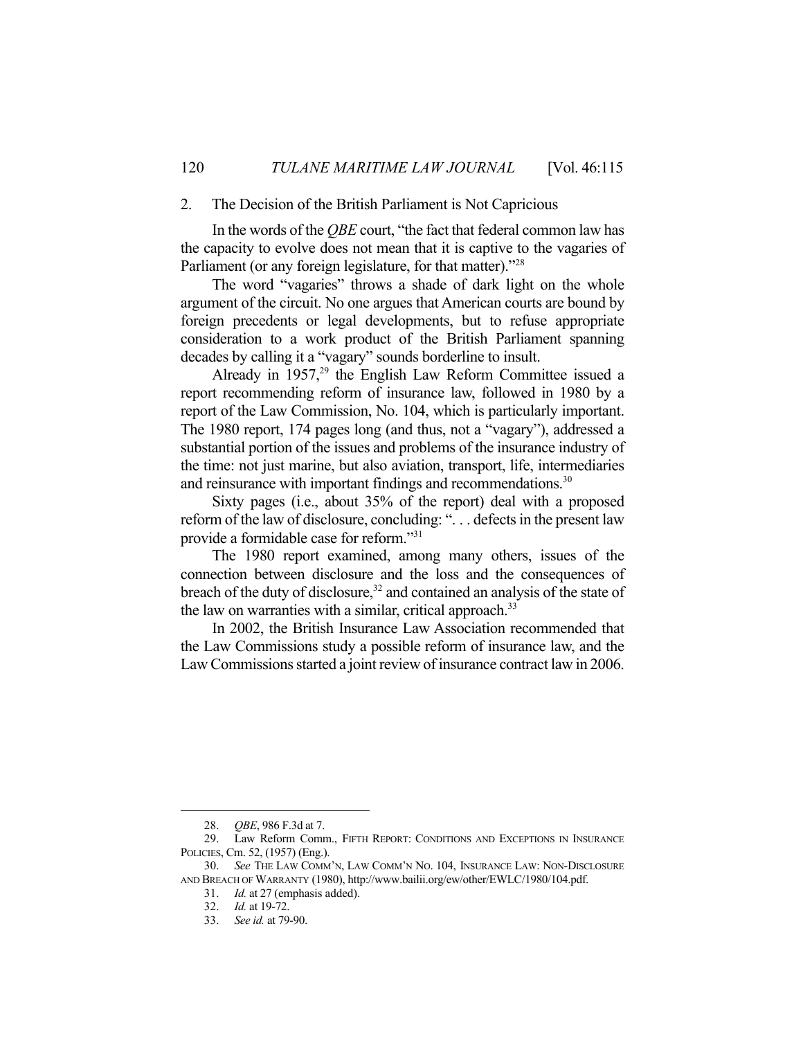### 2. The Decision of the British Parliament is Not Capricious

In the words of the *QBE* court, "the fact that federal common law has the capacity to evolve does not mean that it is captive to the vagaries of Parliament (or any foreign legislature, for that matter)."[28]

The word "vagaries" throws a shade of dark light on the whole argument of the circuit. No one argues that American courts are bound by foreign precedents or legal developments, but to refuse appropriate consideration to a work product of the British Parliament spanning decades by calling it a "vagary" sounds borderline to insult.

Already in 1957,[29] the English Law Reform Committee issued a report recommending reform of insurance law, followed in 1980 by a report of the Law Commission, No. 104, which is particularly important. The 1980 report, 174 pages long (and thus, not a "vagary"), addressed a substantial portion of the issues and problems of the insurance industry of the time: not just marine, but also aviation, transport, life, intermediaries and reinsurance with important findings and recommendations.[30]

Sixty pages (i.e., about 35% of the report) deal with a proposed reform of the law of disclosure, concluding: ". . . defects in the present law provide a formidable case for reform."[31]

The 1980 report examined, among many others, issues of the connection between disclosure and the loss and the consequences of breach of the duty of disclosure,[32] and contained an analysis of the state of the law on warranties with a similar, critical approach.[33]

In 2002, the British Insurance Law Association recommended that the Law Commissions study a possible reform of insurance law, and the Law Commissions started a joint review of insurance contract law in 2006.

---

28. *QBE*, 986 F.3d at 7.

29. Law Reform Comm., FIFTH REPORT: CONDITIONS AND EXCEPTIONS IN INSURANCE POLICIES, Cm. 52, (1957) (Eng.).

30. *See* THE LAW COMM'N, LAW COMM'N NO. 104, INSURANCE LAW: NON-DISCLOSURE AND BREACH OF WARRANTY (1980), http://www.bailii.org/ew/other/EWLC/1980/104.pdf.

31. *Id.* at 27 (emphasis added).

32. *Id.* at 19-72.

33. *See id.* at 79-90.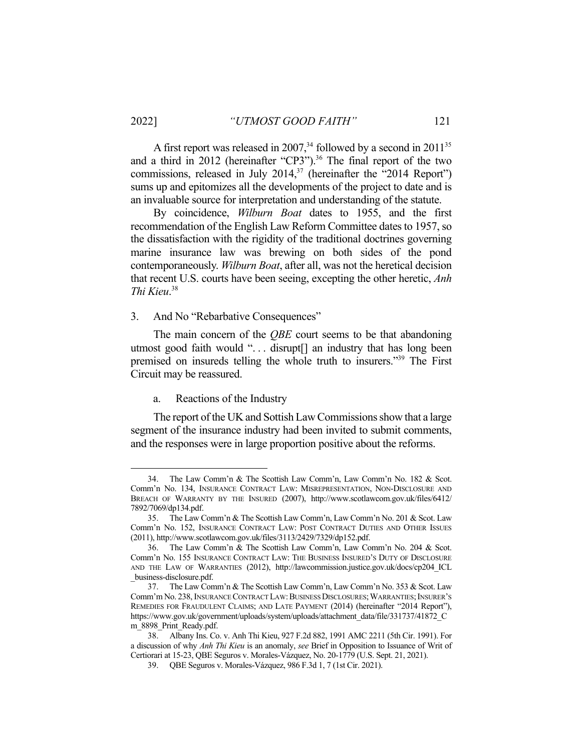A first report was released in 2007,[34] followed by a second in 2011[35] and a third in 2012 (hereinafter "CP3").[36] The final report of the two commissions, released in July 2014,[37] (hereinafter the "2014 Report") sums up and epitomizes all the developments of the project to date and is an invaluable source for interpretation and understanding of the statute.

By coincidence, *Wilburn Boat* dates to 1955, and the first recommendation of the English Law Reform Committee dates to 1957, so the dissatisfaction with the rigidity of the traditional doctrines governing marine insurance law was brewing on both sides of the pond contemporaneously. *Wilburn Boat*, after all, was not the heretical decision that recent U.S. courts have been seeing, excepting the other heretic, *Anh Thi Kieu*.[38]

### 3. And No "Rebarbative Consequences"

The main concern of the *QBE* court seems to be that abandoning utmost good faith would ". . . disrupt[] an industry that has long been premised on insureds telling the whole truth to insurers."[39] The First Circuit may be reassured.

#### a. Reactions of the Industry

The report of the UK and Sottish Law Commissions show that a large segment of the insurance industry had been invited to submit comments, and the responses were in large proportion positive about the reforms.

---

34. The Law Comm'n & The Scottish Law Comm'n, Law Comm'n No. 182 & Scot. Comm'n No. 134, INSURANCE CONTRACT LAW: MISREPRESENTATION, NON-DISCLOSURE AND BREACH OF WARRANTY BY THE INSURED (2007), http://www.scotlawcom.gov.uk/files/6412/7892/7069/dp134.pdf.

35. The Law Comm'n & The Scottish Law Comm'n, Law Comm'n No. 201 & Scot. Law Comm'n No. 152, INSURANCE CONTRACT LAW: POST CONTRACT DUTIES AND OTHER ISSUES (2011), http://www.scotlawcom.gov.uk/files/3113/2429/7329/dp152.pdf.

36. The Law Comm'n & The Scottish Law Comm'n, Law Comm'n No. 204 & Scot. Comm'n No. 155 INSURANCE CONTRACT LAW: THE BUSINESS INSURED'S DUTY OF DISCLOSURE AND THE LAW OF WARRANTIES (2012), http://lawcommission.justice.gov.uk/docs/cp204_ICL_business-disclosure.pdf.

37. The Law Comm'n & The Scottish Law Comm'n, Law Comm'n No. 353 & Scot. Law Comm'm No. 238, INSURANCE CONTRACT LAW: BUSINESS DISCLOSURES; WARRANTIES; INSURER'S REMEDIES FOR FRAUDULENT CLAIMS; AND LATE PAYMENT (2014) (hereinafter "2014 Report"), https://www.gov.uk/government/uploads/system/uploads/attachment_data/file/331737/41872_Cm_8898_Print_Ready.pdf.

38. Albany Ins. Co. v. Anh Thi Kieu, 927 F.2d 882, 1991 AMC 2211 (5th Cir. 1991). For a discussion of why *Anh Thi Kieu* is an anomaly, *see* Brief in Opposition to Issuance of Writ of Certiorari at 15-23, QBE Seguros v. Morales-Vázquez, No. 20-1779 (U.S. Sept. 21, 2021).

39. QBE Seguros v. Morales-Vázquez, 986 F.3d 1, 7 (1st Cir. 2021).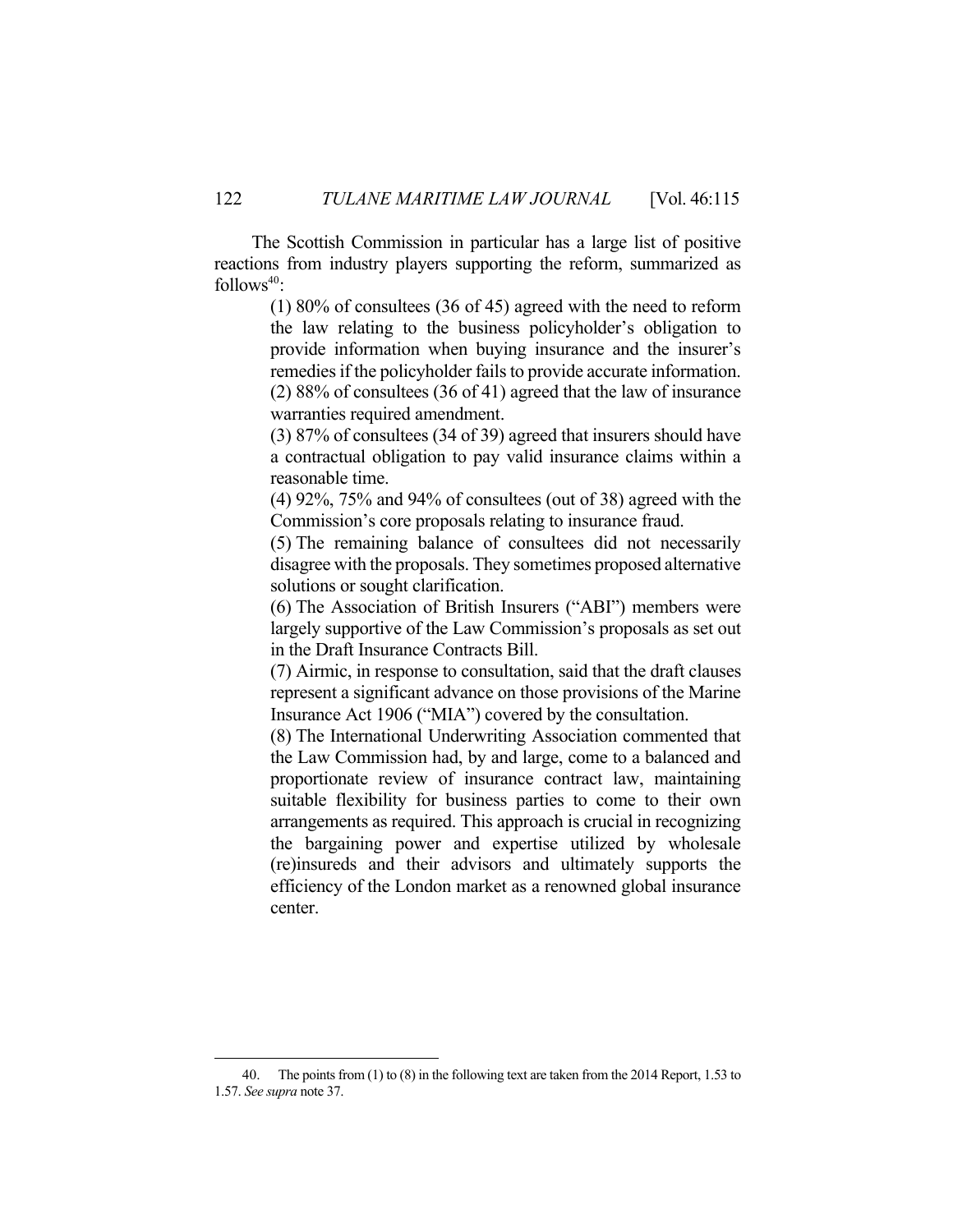The Scottish Commission in particular has a large list of positive reactions from industry players supporting the reform, summarized as follows[40]:

> (1) 80% of consultees (36 of 45) agreed with the need to reform the law relating to the business policyholder's obligation to provide information when buying insurance and the insurer's remedies if the policyholder fails to provide accurate information.
> (2) 88% of consultees (36 of 41) agreed that the law of insurance warranties required amendment.
> (3) 87% of consultees (34 of 39) agreed that insurers should have a contractual obligation to pay valid insurance claims within a reasonable time.
> (4) 92%, 75% and 94% of consultees (out of 38) agreed with the Commission's core proposals relating to insurance fraud.
> (5) The remaining balance of consultees did not necessarily disagree with the proposals. They sometimes proposed alternative solutions or sought clarification.
> (6) The Association of British Insurers ("ABI") members were largely supportive of the Law Commission's proposals as set out in the Draft Insurance Contracts Bill.
> (7) Airmic, in response to consultation, said that the draft clauses represent a significant advance on those provisions of the Marine Insurance Act 1906 ("MIA") covered by the consultation.
> (8) The International Underwriting Association commented that the Law Commission had, by and large, come to a balanced and proportionate review of insurance contract law, maintaining suitable flexibility for business parties to come to their own arrangements as required. This approach is crucial in recognizing the bargaining power and expertise utilized by wholesale (re)insureds and their advisors and ultimately supports the efficiency of the London market as a renowned global insurance center.

---

40. The points from (1) to (8) in the following text are taken from the 2014 Report, 1.53 to 1.57. *See supra* note 37.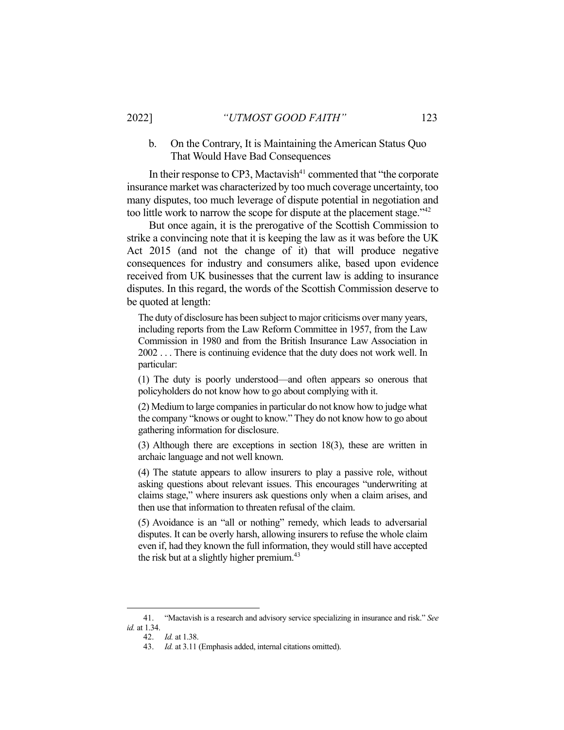### b. On the Contrary, It is Maintaining the American Status Quo That Would Have Bad Consequences

In their response to CP3, Mactavish[41] commented that "the corporate insurance market was characterized by too much coverage uncertainty, too many disputes, too much leverage of dispute potential in negotiation and too little work to narrow the scope for dispute at the placement stage."[42]

But once again, it is the prerogative of the Scottish Commission to strike a convincing note that it is keeping the law as it was before the UK Act 2015 (and not the change of it) that will produce negative consequences for industry and consumers alike, based upon evidence received from UK businesses that the current law is adding to insurance disputes. In this regard, the words of the Scottish Commission deserve to be quoted at length:

> The duty of disclosure has been subject to major criticisms over many years, including reports from the Law Reform Committee in 1957, from the Law Commission in 1980 and from the British Insurance Law Association in 2002 . . . There is continuing evidence that the duty does not work well. In particular:
>
> (1) The duty is poorly understood—and often appears so onerous that policyholders do not know how to go about complying with it.
>
> (2) Medium to large companies in particular do not know how to judge what the company "knows or ought to know." They do not know how to go about gathering information for disclosure.
>
> (3) Although there are exceptions in section 18(3), these are written in archaic language and not well known.
>
> (4) The statute appears to allow insurers to play a passive role, without asking questions about relevant issues. This encourages "underwriting at claims stage," where insurers ask questions only when a claim arises, and then use that information to threaten refusal of the claim.
>
> (5) Avoidance is an "all or nothing" remedy, which leads to adversarial disputes. It can be overly harsh, allowing insurers to refuse the whole claim even if, had they known the full information, they would still have accepted the risk but at a slightly higher premium.[43]

---

41. "Mactavish is a research and advisory service specializing in insurance and risk." *See id.* at 1.34.

42. *Id.* at 1.38.

43. *Id.* at 3.11 (Emphasis added, internal citations omitted).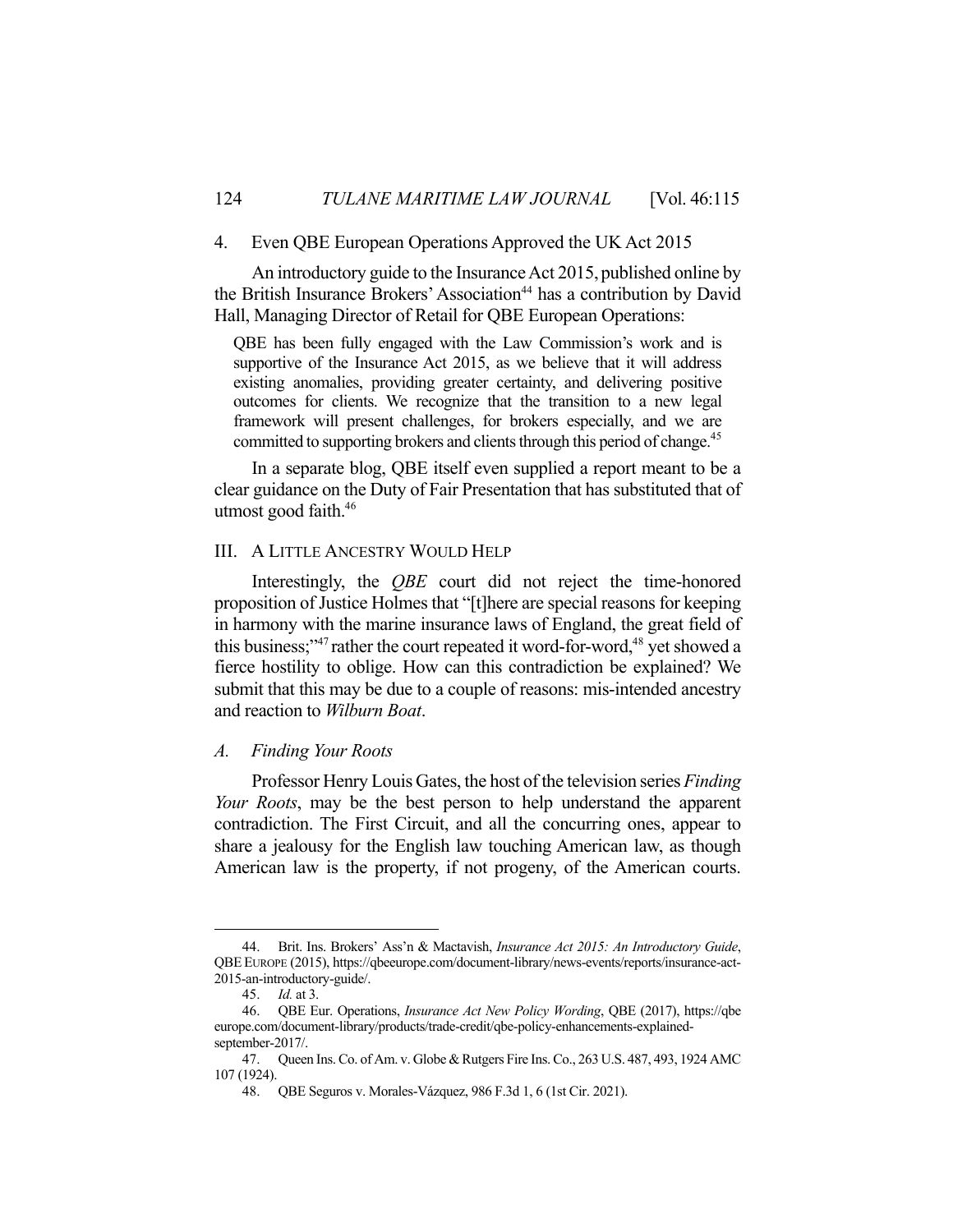### 4. Even QBE European Operations Approved the UK Act 2015

An introductory guide to the Insurance Act 2015, published online by the British Insurance Brokers' Association[44] has a contribution by David Hall, Managing Director of Retail for QBE European Operations:

> QBE has been fully engaged with the Law Commission's work and is supportive of the Insurance Act 2015, as we believe that it will address existing anomalies, providing greater certainty, and delivering positive outcomes for clients. We recognize that the transition to a new legal framework will present challenges, for brokers especially, and we are committed to supporting brokers and clients through this period of change.[45]

In a separate blog, QBE itself even supplied a report meant to be a clear guidance on the Duty of Fair Presentation that has substituted that of utmost good faith.[46]

## III. A LITTLE ANCESTRY WOULD HELP

Interestingly, the *QBE* court did not reject the time-honored proposition of Justice Holmes that "[t]here are special reasons for keeping in harmony with the marine insurance laws of England, the great field of this business;"[47] rather the court repeated it word-for-word,[48] yet showed a fierce hostility to oblige. How can this contradiction be explained? We submit that this may be due to a couple of reasons: mis-intended ancestry and reaction to *Wilburn Boat*.

### *A. Finding Your Roots*

Professor Henry Louis Gates, the host of the television series *Finding Your Roots*, may be the best person to help understand the apparent contradiction. The First Circuit, and all the concurring ones, appear to share a jealousy for the English law touching American law, as though American law is the property, if not progeny, of the American courts.

---

44. Brit. Ins. Brokers' Ass'n & Mactavish, *Insurance Act 2015: An Introductory Guide*, QBE EUROPE (2015), https://qbeeurope.com/document-library/news-events/reports/insurance-act-2015-an-introductory-guide/.

45. *Id.* at 3.

46. QBE Eur. Operations, *Insurance Act New Policy Wording*, QBE (2017), https://qbeeurope.com/document-library/products/trade-credit/qbe-policy-enhancements-explained-september-2017/.

47. Queen Ins. Co. of Am. v. Globe & Rutgers Fire Ins. Co., 263 U.S. 487, 493, 1924 AMC 107 (1924).

48. QBE Seguros v. Morales-Vázquez, 986 F.3d 1, 6 (1st Cir. 2021).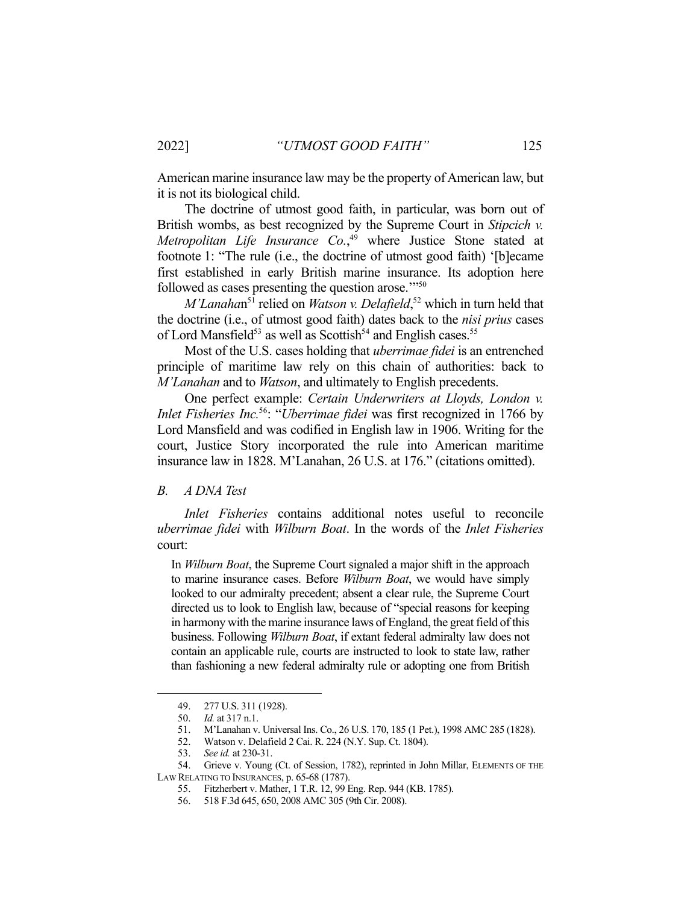American marine insurance law may be the property of American law, but it is not its biological child.

The doctrine of utmost good faith, in particular, was born out of British wombs, as best recognized by the Supreme Court in *Stipcich v. Metropolitan Life Insurance Co.*,[49] where Justice Stone stated at footnote 1: "The rule (i.e., the doctrine of utmost good faith) '[b]ecame first established in early British marine insurance. Its adoption here followed as cases presenting the question arose.'"[50]

*M'Lanahan*[51] relied on *Watson v. Delafield*,[52] which in turn held that the doctrine (i.e., of utmost good faith) dates back to the *nisi prius* cases of Lord Mansfield[53] as well as Scottish[54] and English cases.[55]

Most of the U.S. cases holding that *uberrimae fidei* is an entrenched principle of maritime law rely on this chain of authorities: back to *M'Lanahan* and to *Watson*, and ultimately to English precedents.

One perfect example: *Certain Underwriters at Lloyds, London v. Inlet Fisheries Inc.*[56]: "*Uberrimae fidei* was first recognized in 1766 by Lord Mansfield and was codified in English law in 1906. Writing for the court, Justice Story incorporated the rule into American maritime insurance law in 1828. M'Lanahan, 26 U.S. at 176." (citations omitted).

### *B. A DNA Test*

*Inlet Fisheries* contains additional notes useful to reconcile *uberrimae fidei* with *Wilburn Boat*. In the words of the *Inlet Fisheries* court:

> In *Wilburn Boat*, the Supreme Court signaled a major shift in the approach to marine insurance cases. Before *Wilburn Boat*, we would have simply looked to our admiralty precedent; absent a clear rule, the Supreme Court directed us to look to English law, because of "special reasons for keeping in harmony with the marine insurance laws of England, the great field of this business. Following *Wilburn Boat*, if extant federal admiralty law does not contain an applicable rule, courts are instructed to look to state law, rather than fashioning a new federal admiralty rule or adopting one from British

---

49. 277 U.S. 311 (1928).

50. *Id.* at 317 n.1.

51. M'Lanahan v. Universal Ins. Co., 26 U.S. 170, 185 (1 Pet.), 1998 AMC 285 (1828).

52. Watson v. Delafield 2 Cai. R. 224 (N.Y. Sup. Ct. 1804).

53. *See id.* at 230-31.

54. Grieve v. Young (Ct. of Session, 1782), reprinted in John Millar, ELEMENTS OF THE LAW RELATING TO INSURANCES, p. 65-68 (1787).

55. Fitzherbert v. Mather, 1 T.R. 12, 99 Eng. Rep. 944 (KB. 1785).

56. 518 F.3d 645, 650, 2008 AMC 305 (9th Cir. 2008).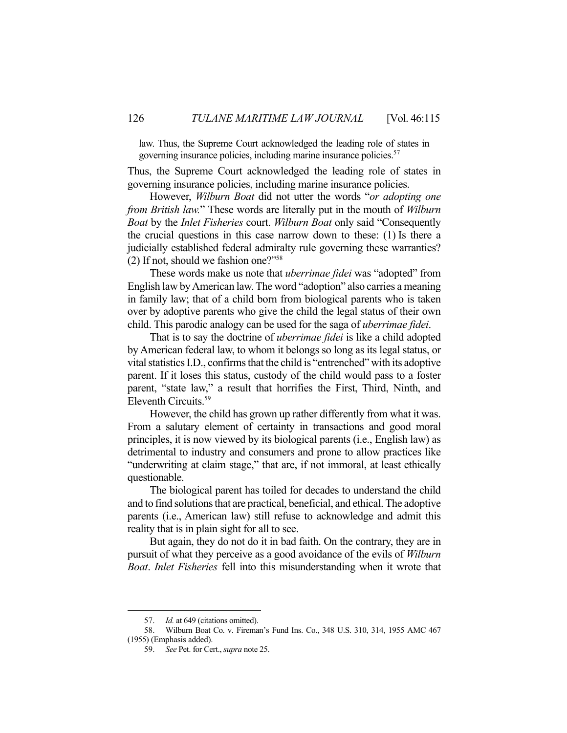> law. Thus, the Supreme Court acknowledged the leading role of states in governing insurance policies, including marine insurance policies.[57]

Thus, the Supreme Court acknowledged the leading role of states in governing insurance policies, including marine insurance policies.

However, *Wilburn Boat* did not utter the words "*or adopting one from British law.*" These words are literally put in the mouth of *Wilburn Boat* by the *Inlet Fisheries* court. *Wilburn Boat* only said "Consequently the crucial questions in this case narrow down to these: (1) Is there a judicially established federal admiralty rule governing these warranties? (2) If not, should we fashion one?"[58]

These words make us note that *uberrimae fidei* was "adopted" from English law by American law. The word "adoption" also carries a meaning in family law; that of a child born from biological parents who is taken over by adoptive parents who give the child the legal status of their own child. This parodic analogy can be used for the saga of *uberrimae fidei*.

That is to say the doctrine of *uberrimae fidei* is like a child adopted by American federal law, to whom it belongs so long as its legal status, or vital statistics I.D., confirms that the child is "entrenched" with its adoptive parent. If it loses this status, custody of the child would pass to a foster parent, "state law," a result that horrifies the First, Third, Ninth, and Eleventh Circuits.[59]

However, the child has grown up rather differently from what it was. From a salutary element of certainty in transactions and good moral principles, it is now viewed by its biological parents (i.e., English law) as detrimental to industry and consumers and prone to allow practices like "underwriting at claim stage," that are, if not immoral, at least ethically questionable.

The biological parent has toiled for decades to understand the child and to find solutions that are practical, beneficial, and ethical. The adoptive parents (i.e., American law) still refuse to acknowledge and admit this reality that is in plain sight for all to see.

But again, they do not do it in bad faith. On the contrary, they are in pursuit of what they perceive as a good avoidance of the evils of *Wilburn Boat*. *Inlet Fisheries* fell into this misunderstanding when it wrote that

---

57. *Id.* at 649 (citations omitted).

58. Wilburn Boat Co. v. Fireman's Fund Ins. Co., 348 U.S. 310, 314, 1955 AMC 467 (1955) (Emphasis added).

59. *See* Pet. for Cert., *supra* note 25.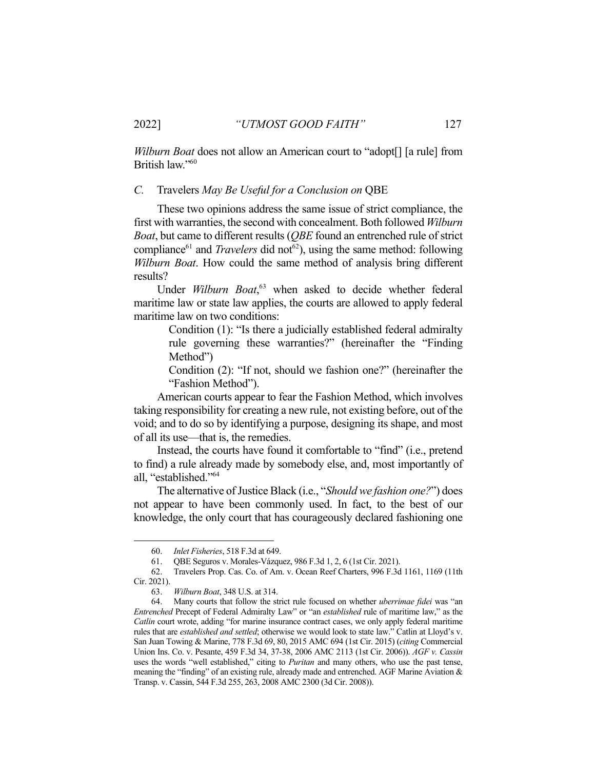*Wilburn Boat* does not allow an American court to "adopt[] [a rule] from British law."[60]

### *C.* Travelers *May Be Useful for a Conclusion on* QBE

These two opinions address the same issue of strict compliance, the first with warranties, the second with concealment. Both followed *Wilburn Boat*, but came to different results (*QBE* found an entrenched rule of strict compliance[61] and *Travelers* did not[62]), using the same method: following *Wilburn Boat*. How could the same method of analysis bring different results?

Under *Wilburn Boat*,[63] when asked to decide whether federal maritime law or state law applies, the courts are allowed to apply federal maritime law on two conditions:

> Condition (1): "Is there a judicially established federal admiralty rule governing these warranties?" (hereinafter the "Finding Method")
>
> Condition (2): "If not, should we fashion one?" (hereinafter the "Fashion Method").

American courts appear to fear the Fashion Method, which involves taking responsibility for creating a new rule, not existing before, out of the void; and to do so by identifying a purpose, designing its shape, and most of all its use—that is, the remedies.

Instead, the courts have found it comfortable to "find" (i.e., pretend to find) a rule already made by somebody else, and, most importantly of all, "established."[64]

The alternative of Justice Black (i.e., "*Should we fashion one?*") does not appear to have been commonly used. In fact, to the best of our knowledge, the only court that has courageously declared fashioning one

---

60. *Inlet Fisheries*, 518 F.3d at 649.

61. QBE Seguros v. Morales-Vázquez, 986 F.3d 1, 2, 6 (1st Cir. 2021).

62. Travelers Prop. Cas. Co. of Am. v. Ocean Reef Charters, 996 F.3d 1161, 1169 (11th Cir. 2021).

63. *Wilburn Boat*, 348 U.S. at 314.

64. Many courts that follow the strict rule focused on whether *uberrimae fidei* was "an *Entrenched* Precept of Federal Admiralty Law" or "an *established* rule of maritime law," as the *Catlin* court wrote, adding "for marine insurance contract cases, we only apply federal maritime rules that are *established and settled*; otherwise we would look to state law." Catlin at Lloyd's v. San Juan Towing & Marine, 778 F.3d 69, 80, 2015 AMC 694 (1st Cir. 2015) (*citing* Commercial Union Ins. Co. v. Pesante, 459 F.3d 34, 37-38, 2006 AMC 2113 (1st Cir. 2006)). *AGF v. Cassin* uses the words "well established," citing to *Puritan* and many others, who use the past tense, meaning the "finding" of an existing rule, already made and entrenched. AGF Marine Aviation & Transp. v. Cassin, 544 F.3d 255, 263, 2008 AMC 2300 (3d Cir. 2008)).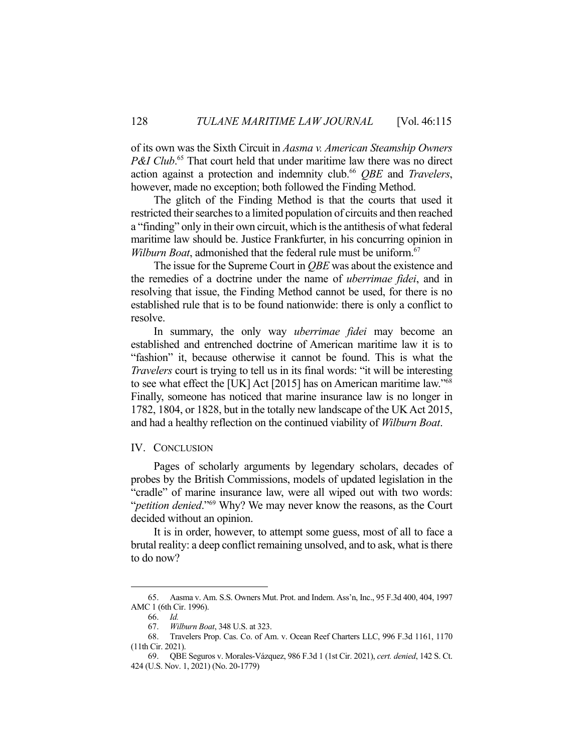of its own was the Sixth Circuit in *Aasma v. American Steamship Owners P&I Club*.[65] That court held that under maritime law there was no direct action against a protection and indemnity club.[66] *QBE* and *Travelers*, however, made no exception; both followed the Finding Method.

The glitch of the Finding Method is that the courts that used it restricted their searches to a limited population of circuits and then reached a "finding" only in their own circuit, which is the antithesis of what federal maritime law should be. Justice Frankfurter, in his concurring opinion in *Wilburn Boat*, admonished that the federal rule must be uniform.[67]

The issue for the Supreme Court in *QBE* was about the existence and the remedies of a doctrine under the name of *uberrimae fidei*, and in resolving that issue, the Finding Method cannot be used, for there is no established rule that is to be found nationwide: there is only a conflict to resolve.

In summary, the only way *uberrimae fidei* may become an established and entrenched doctrine of American maritime law it is to "fashion" it, because otherwise it cannot be found. This is what the *Travelers* court is trying to tell us in its final words: "it will be interesting to see what effect the [UK] Act [2015] has on American maritime law."[68] Finally, someone has noticed that marine insurance law is no longer in 1782, 1804, or 1828, but in the totally new landscape of the UK Act 2015, and had a healthy reflection on the continued viability of *Wilburn Boat*.

## IV. CONCLUSION

Pages of scholarly arguments by legendary scholars, decades of probes by the British Commissions, models of updated legislation in the "cradle" of marine insurance law, were all wiped out with two words: "*petition denied*."[69] Why? We may never know the reasons, as the Court decided without an opinion.

It is in order, however, to attempt some guess, most of all to face a brutal reality: a deep conflict remaining unsolved, and to ask, what is there to do now?

---

65. Aasma v. Am. S.S. Owners Mut. Prot. and Indem. Ass'n, Inc., 95 F.3d 400, 404, 1997 AMC 1 (6th Cir. 1996).

66. *Id.*

67. *Wilburn Boat*, 348 U.S. at 323.

68. Travelers Prop. Cas. Co. of Am. v. Ocean Reef Charters LLC, 996 F.3d 1161, 1170 (11th Cir. 2021).

69. QBE Seguros v. Morales-Vázquez, 986 F.3d 1 (1st Cir. 2021), *cert. denied*, 142 S. Ct. 424 (U.S. Nov. 1, 2021) (No. 20-1779)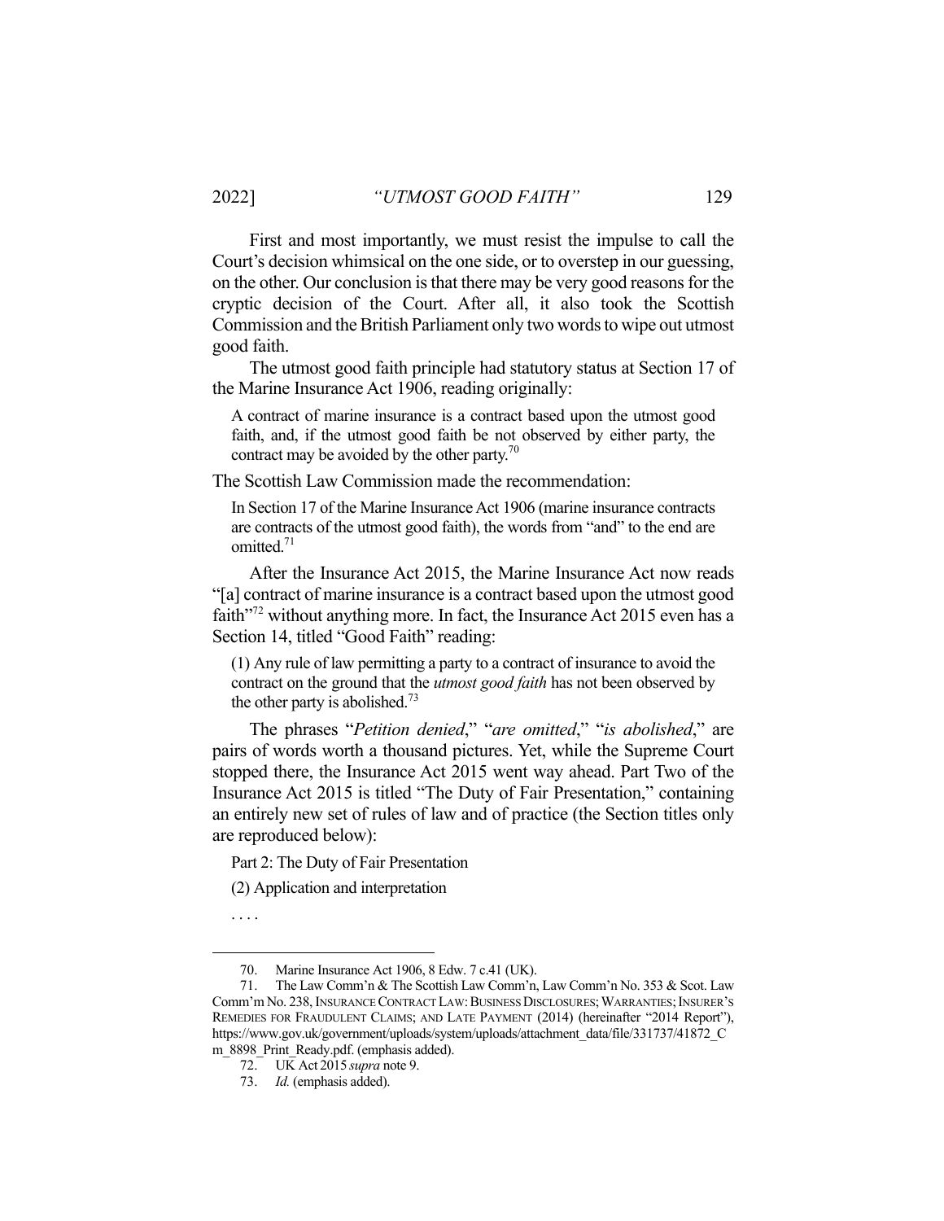First and most importantly, we must resist the impulse to call the Court's decision whimsical on the one side, or to overstep in our guessing, on the other. Our conclusion is that there may be very good reasons for the cryptic decision of the Court. After all, it also took the Scottish Commission and the British Parliament only two words to wipe out utmost good faith.

The utmost good faith principle had statutory status at Section 17 of the Marine Insurance Act 1906, reading originally:

> A contract of marine insurance is a contract based upon the utmost good faith, and, if the utmost good faith be not observed by either party, the contract may be avoided by the other party.[70]

The Scottish Law Commission made the recommendation:

> In Section 17 of the Marine Insurance Act 1906 (marine insurance contracts are contracts of the utmost good faith), the words from "and" to the end are omitted.[71]

After the Insurance Act 2015, the Marine Insurance Act now reads "[a] contract of marine insurance is a contract based upon the utmost good faith"[72] without anything more. In fact, the Insurance Act 2015 even has a Section 14, titled "Good Faith" reading:

> (1) Any rule of law permitting a party to a contract of insurance to avoid the contract on the ground that the *utmost good faith* has not been observed by the other party is abolished.[73]

The phrases "*Petition denied*," "*are omitted*," "*is abolished*," are pairs of words worth a thousand pictures. Yet, while the Supreme Court stopped there, the Insurance Act 2015 went way ahead. Part Two of the Insurance Act 2015 is titled "The Duty of Fair Presentation," containing an entirely new set of rules of law and of practice (the Section titles only are reproduced below):

> Part 2: The Duty of Fair Presentation
>
> (2) Application and interpretation
>
> . . . .

---

70. Marine Insurance Act 1906, 8 Edw. 7 c.41 (UK).

71. The Law Comm'n & The Scottish Law Comm'n, Law Comm'n No. 353 & Scot. Law Comm'm No. 238, INSURANCE CONTRACT LAW: BUSINESS DISCLOSURES; WARRANTIES; INSURER'S REMEDIES FOR FRAUDULENT CLAIMS; AND LATE PAYMENT (2014) (hereinafter "2014 Report"), https://www.gov.uk/government/uploads/system/uploads/attachment_data/file/331737/41872_Cm_8898_Print_Ready.pdf. (emphasis added).

72. UK Act 2015 *supra* note 9.

73. *Id.* (emphasis added).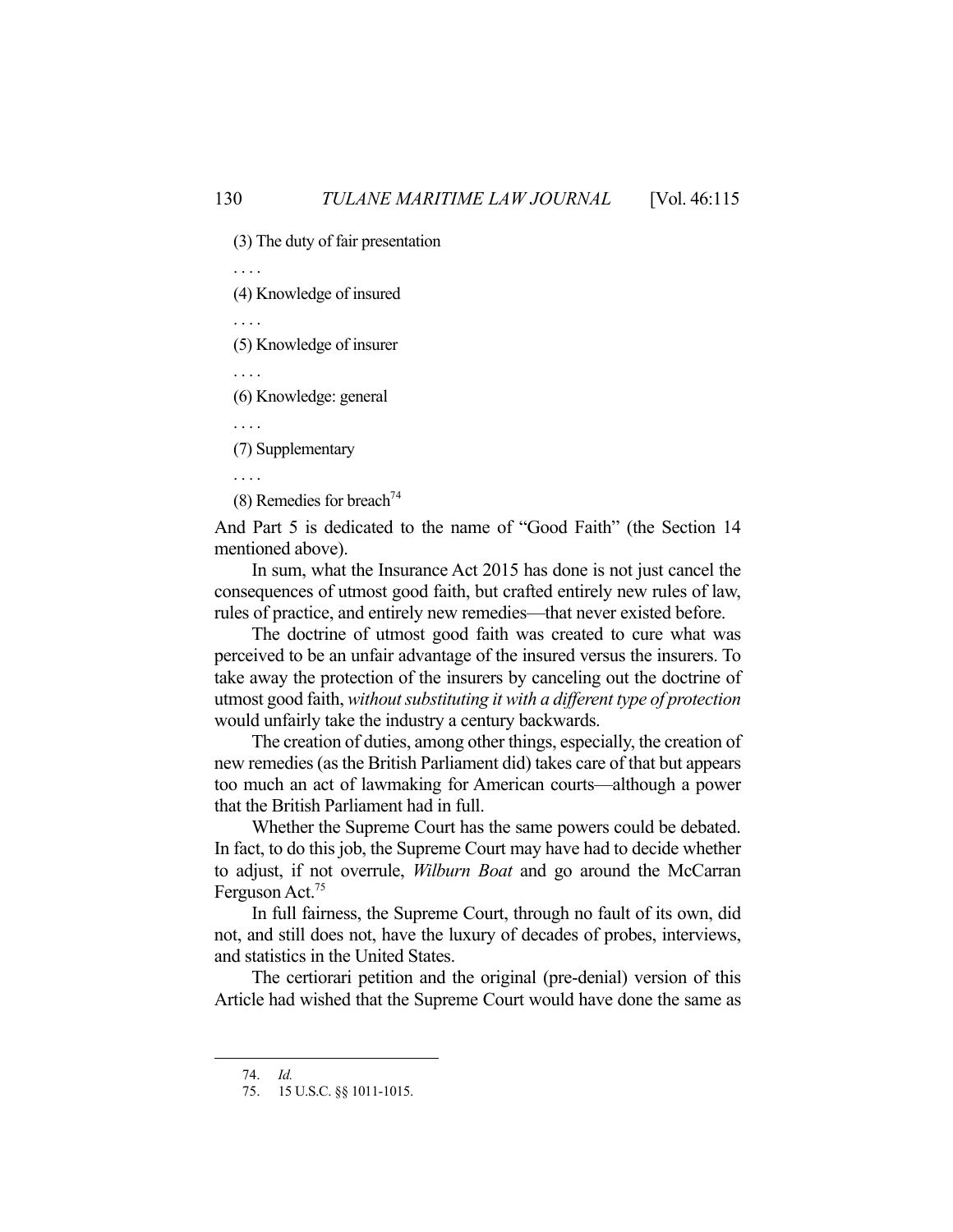(3) The duty of fair presentation

. . . .

(4) Knowledge of insured

. . . .

(5) Knowledge of insurer

. . . .

(6) Knowledge: general

. . . .

(7) Supplementary

. . . .

(8) Remedies for breach[74]

And Part 5 is dedicated to the name of "Good Faith" (the Section 14 mentioned above).

In sum, what the Insurance Act 2015 has done is not just cancel the consequences of utmost good faith, but crafted entirely new rules of law, rules of practice, and entirely new remedies—that never existed before.

The doctrine of utmost good faith was created to cure what was perceived to be an unfair advantage of the insured versus the insurers. To take away the protection of the insurers by canceling out the doctrine of utmost good faith, *without substituting it with a different type of protection* would unfairly take the industry a century backwards.

The creation of duties, among other things, especially, the creation of new remedies (as the British Parliament did) takes care of that but appears too much an act of lawmaking for American courts—although a power that the British Parliament had in full.

Whether the Supreme Court has the same powers could be debated. In fact, to do this job, the Supreme Court may have had to decide whether to adjust, if not overrule, *Wilburn Boat* and go around the McCarran Ferguson Act.[75]

In full fairness, the Supreme Court, through no fault of its own, did not, and still does not, have the luxury of decades of probes, interviews, and statistics in the United States.

The certiorari petition and the original (pre-denial) version of this Article had wished that the Supreme Court would have done the same as

---

74. *Id.*

75. 15 U.S.C. §§ 1011-1015.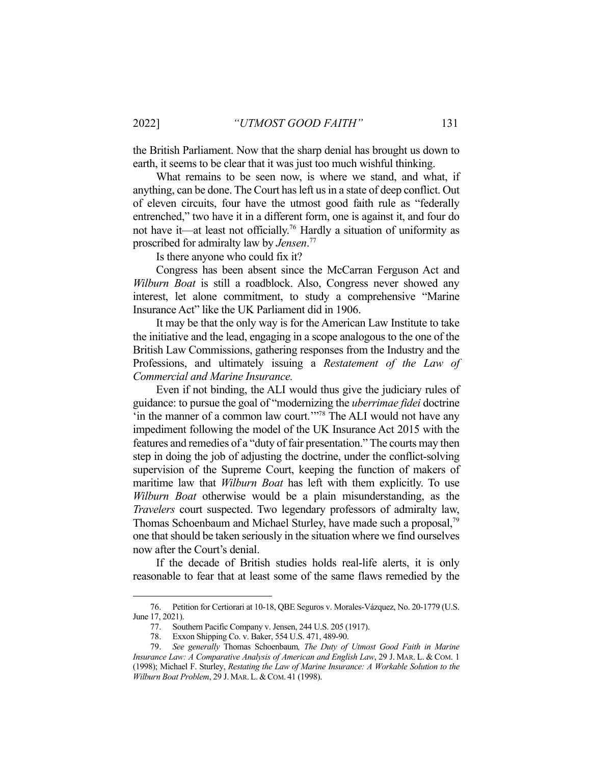the British Parliament. Now that the sharp denial has brought us down to earth, it seems to be clear that it was just too much wishful thinking.

What remains to be seen now, is where we stand, and what, if anything, can be done. The Court has left us in a state of deep conflict. Out of eleven circuits, four have the utmost good faith rule as "federally entrenched," two have it in a different form, one is against it, and four do not have it—at least not officially.[76] Hardly a situation of uniformity as proscribed for admiralty law by *Jensen*.[77]

Is there anyone who could fix it?

Congress has been absent since the McCarran Ferguson Act and *Wilburn Boat* is still a roadblock. Also, Congress never showed any interest, let alone commitment, to study a comprehensive "Marine Insurance Act" like the UK Parliament did in 1906.

It may be that the only way is for the American Law Institute to take the initiative and the lead, engaging in a scope analogous to the one of the British Law Commissions, gathering responses from the Industry and the Professions, and ultimately issuing a *Restatement of the Law of Commercial and Marine Insurance.*

Even if not binding, the ALI would thus give the judiciary rules of guidance: to pursue the goal of "modernizing the *uberrimae fidei* doctrine 'in the manner of a common law court.'"[78] The ALI would not have any impediment following the model of the UK Insurance Act 2015 with the features and remedies of a "duty of fair presentation." The courts may then step in doing the job of adjusting the doctrine, under the conflict-solving supervision of the Supreme Court, keeping the function of makers of maritime law that *Wilburn Boat* has left with them explicitly. To use *Wilburn Boat* otherwise would be a plain misunderstanding, as the *Travelers* court suspected. Two legendary professors of admiralty law, Thomas Schoenbaum and Michael Sturley, have made such a proposal,[79] one that should be taken seriously in the situation where we find ourselves now after the Court's denial.

If the decade of British studies holds real-life alerts, it is only reasonable to fear that at least some of the same flaws remedied by the

---

76. Petition for Certiorari at 10-18, QBE Seguros v. Morales-Vázquez, No. 20-1779 (U.S. June 17, 2021).

77. Southern Pacific Company v. Jensen, 244 U.S. 205 (1917).

78. Exxon Shipping Co. v. Baker, 554 U.S. 471, 489-90.

79. *See generally* Thomas Schoenbaum*, The Duty of Utmost Good Faith in Marine Insurance Law: A Comparative Analysis of American and English Law*, 29 J. MAR. L. & COM. 1 (1998); Michael F. Sturley, *Restating the Law of Marine Insurance: A Workable Solution to the Wilburn Boat Problem*, 29 J. MAR. L. & COM. 41 (1998).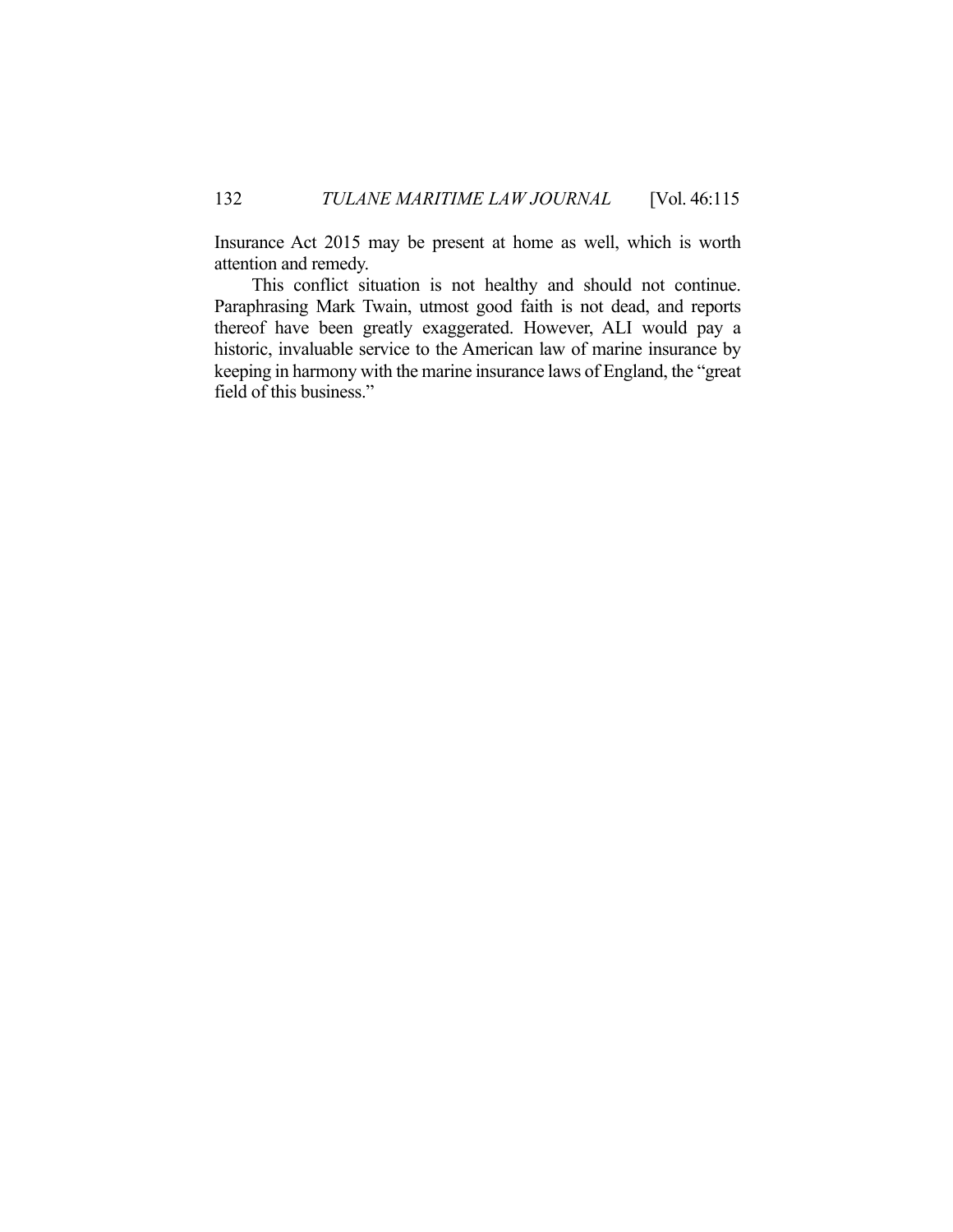Insurance Act 2015 may be present at home as well, which is worth attention and remedy.

This conflict situation is not healthy and should not continue. Paraphrasing Mark Twain, utmost good faith is not dead, and reports thereof have been greatly exaggerated. However, ALI would pay a historic, invaluable service to the American law of marine insurance by keeping in harmony with the marine insurance laws of England, the "great field of this business."